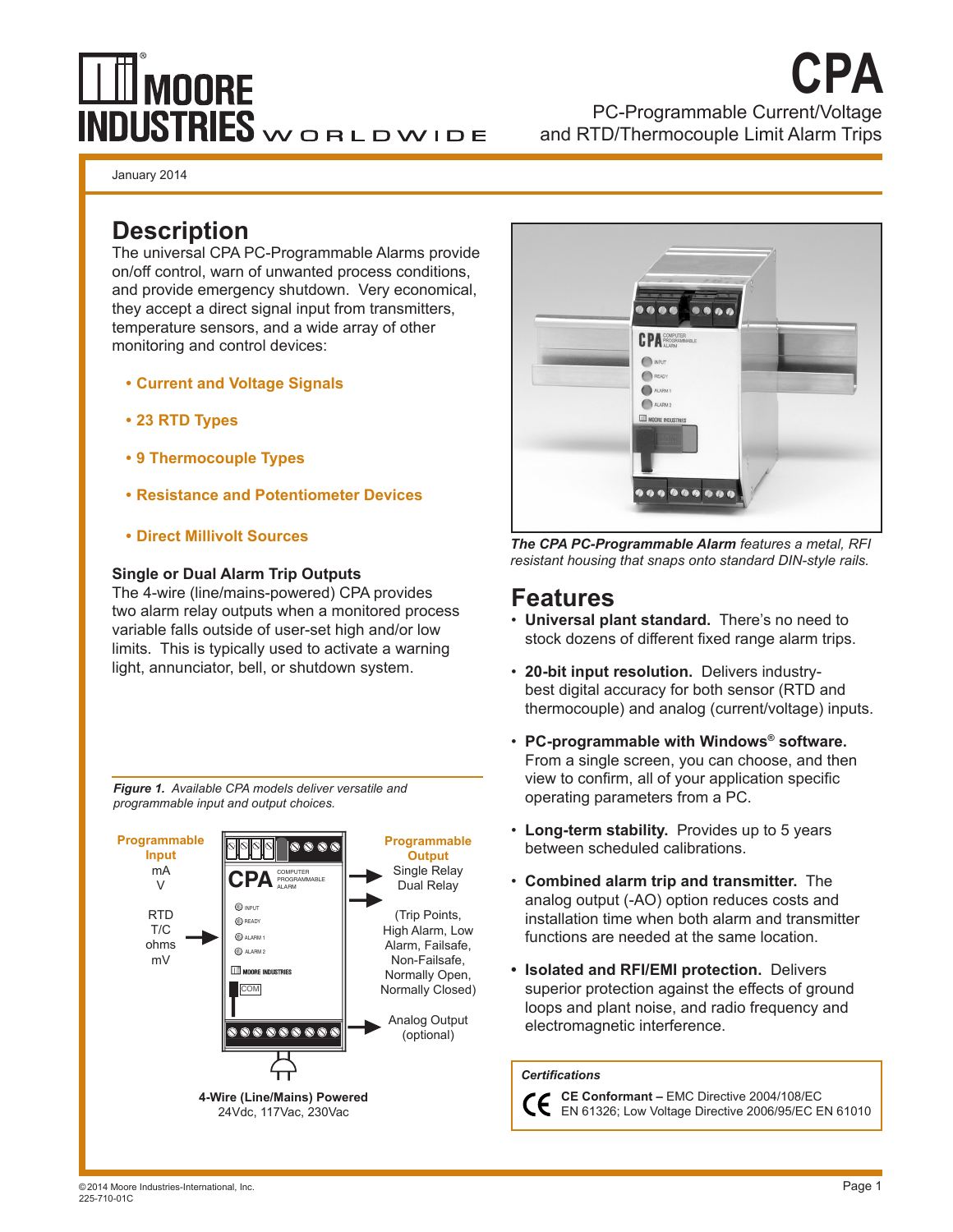# CPA

PC-Programmable Current/Voltage and RTD/Thermocouple Limit Alarm Trips

January 2014

## Description

The universal CPA PC-Programmable Alarms provide on/off control, warn of unwanted process conditions, and provide emergency shutdown. Very economical, they accept a direct signal input from transmitters, temperature sensors, and a wide array of other monitoring and control devices:

- **Current and Voltage Signals**
- **23 RTD Types**
- **9 Thermocouple Types**
- **Resistance and Potentiometer Devices**
- **Direct Millivolt Sources**

### Single or Dual Alarm Trip Outputs

The 4-wire (line/mains-powered) CPA provides two alarm relay outputs when a monitored process variable falls outside of user-set high and/or low limits. This is typically used to activate a warning light, annunciator, bell, or shutdown system.

***Figure 1.*** *Available CPA models deliver versatile and programmable input and output choices.*

**Programmable Input**: mA, V, RTD, T/C, ohms, mV

**Programmable Output**: Single Relay, Dual Relay (Trip Points, High Alarm, Low Alarm, Failsafe, Non-Failsafe, Normally Open, Normally Closed)

Analog Output (optional)

**4-Wire (Line/Mains) Powered**
24Vdc, 117Vac, 230Vac

***The CPA PC-Programmable Alarm*** *features a metal, RFI resistant housing that snaps onto standard DIN-style rails.*

## Features

- **Universal plant standard.** There's no need to stock dozens of different fixed range alarm trips.
- **20-bit input resolution.** Delivers industry-best digital accuracy for both sensor (RTD and thermocouple) and analog (current/voltage) inputs.
- **PC-programmable with Windows® software.** From a single screen, you can choose, and then view to confirm, all of your application specific operating parameters from a PC.
- **Long-term stability.** Provides up to 5 years between scheduled calibrations.
- **Combined alarm trip and transmitter.** The analog output (-AO) option reduces costs and installation time when both alarm and transmitter functions are needed at the same location.
- **Isolated and RFI/EMI protection.** Delivers superior protection against the effects of ground loops and plant noise, and radio frequency and electromagnetic interference.

***Certifications***

**CE Conformant –** EMC Directive 2004/108/EC EN 61326; Low Voltage Directive 2006/95/EC EN 61010

© 2014 Moore Industries-International, Inc.
225-710-01C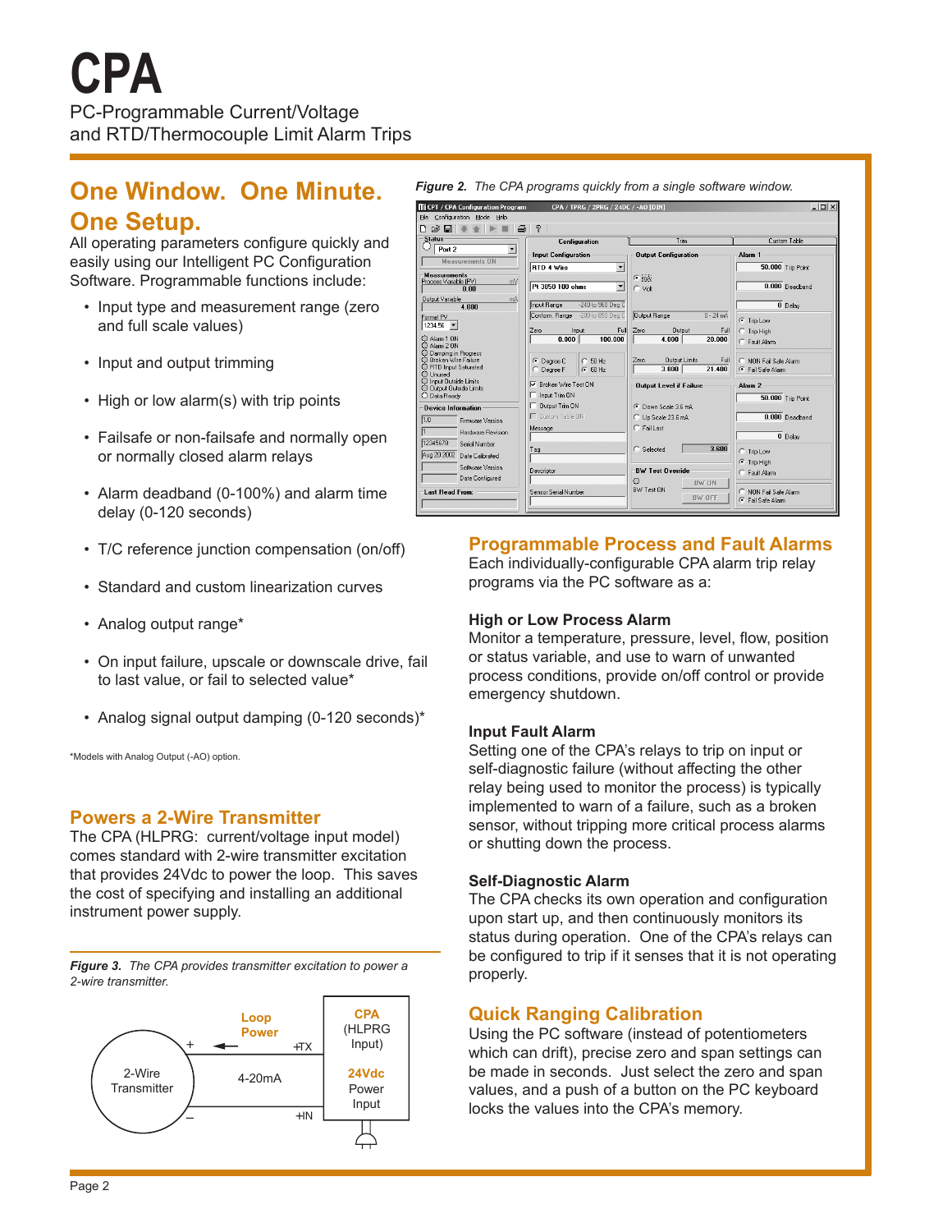# CPA

PC-Programmable Current/Voltage and RTD/Thermocouple Limit Alarm Trips

## One Window. One Minute. One Setup.

All operating parameters configure quickly and easily using our Intelligent PC Configuration Software. Programmable functions include:

- Input type and measurement range (zero and full scale values)
- Input and output trimming
- High or low alarm(s) with trip points
- Failsafe or non-failsafe and normally open or normally closed alarm relays
- Alarm deadband (0-100%) and alarm time delay (0-120 seconds)
- T/C reference junction compensation (on/off)
- Standard and custom linearization curves
- Analog output range*
- On input failure, upscale or downscale drive, fail to last value, or fail to selected value*
- Analog signal output damping (0-120 seconds)*

*Models with Analog Output (-AO) option.

## Powers a 2-Wire Transmitter

The CPA (HLPRG: current/voltage input model) comes standard with 2-wire transmitter excitation that provides 24Vdc to power the loop. This saves the cost of specifying and installing an additional instrument power supply.

***Figure 3.*** *The CPA provides transmitter excitation to power a 2-wire transmitter.*

***Figure 2.*** *The CPA programs quickly from a single software window.*

## Programmable Process and Fault Alarms

Each individually-configurable CPA alarm trip relay programs via the PC software as a:

### High or Low Process Alarm

Monitor a temperature, pressure, level, flow, position or status variable, and use to warn of unwanted process conditions, provide on/off control or provide emergency shutdown.

### Input Fault Alarm

Setting one of the CPA's relays to trip on input or self-diagnostic failure (without affecting the other relay being used to monitor the process) is typically implemented to warn of a failure, such as a broken sensor, without tripping more critical process alarms or shutting down the process.

### Self-Diagnostic Alarm

The CPA checks its own operation and configuration upon start up, and then continuously monitors its status during operation. One of the CPA's relays can be configured to trip if it senses that it is not operating properly.

## Quick Ranging Calibration

Using the PC software (instead of potentiometers which can drift), precise zero and span settings can be made in seconds. Just select the zero and span values, and a push of a button on the PC keyboard locks the values into the CPA's memory.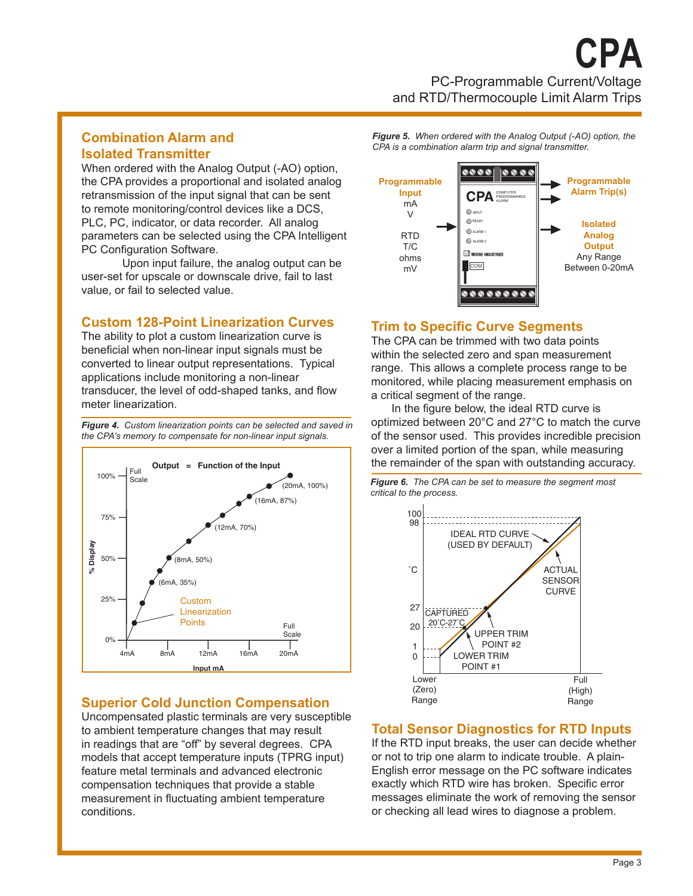## Combination Alarm and Isolated Transmitter

When ordered with the Analog Output (-AO) option, the CPA provides a proportional and isolated analog retransmission of the input signal that can be sent to remote monitoring/control devices like a DCS, PLC, PC, indicator, or data recorder. All analog parameters can be selected using the CPA Intelligent PC Configuration Software.

Upon input failure, the analog output can be user-set for upscale or downscale drive, fail to last value, or fail to selected value.

## Custom 128-Point Linearization Curves

The ability to plot a custom linearization curve is beneficial when non-linear input signals must be converted to linear output representations. Typical applications include monitoring a non-linear transducer, the level of odd-shaped tanks, and flow meter linearization.

*Figure 4. Custom linearization points can be selected and saved in the CPA's memory to compensate for non-linear input signals.*

## Superior Cold Junction Compensation

Uncompensated plastic terminals are very susceptible to ambient temperature changes that may result in readings that are "off" by several degrees. CPA models that accept temperature inputs (TPRG input) feature metal terminals and advanced electronic compensation techniques that provide a stable measurement in fluctuating ambient temperature conditions.

*Figure 5. When ordered with the Analog Output (-AO) option, the CPA is a combination alarm trip and signal transmitter.*

## Trim to Specific Curve Segments

The CPA can be trimmed with two data points within the selected zero and span measurement range. This allows a complete process range to be monitored, while placing measurement emphasis on a critical segment of the range.

In the figure below, the ideal RTD curve is optimized between 20°C and 27°C to match the curve of the sensor used. This provides incredible precision over a limited portion of the span, while measuring the remainder of the span with outstanding accuracy.

*Figure 6. The CPA can be set to measure the segment most critical to the process.*

## Total Sensor Diagnostics for RTD Inputs

If the RTD input breaks, the user can decide whether or not to trip one alarm to indicate trouble. A plain-English error message on the PC software indicates exactly which RTD wire has broken. Specific error messages eliminate the work of removing the sensor or checking all lead wires to diagnose a problem.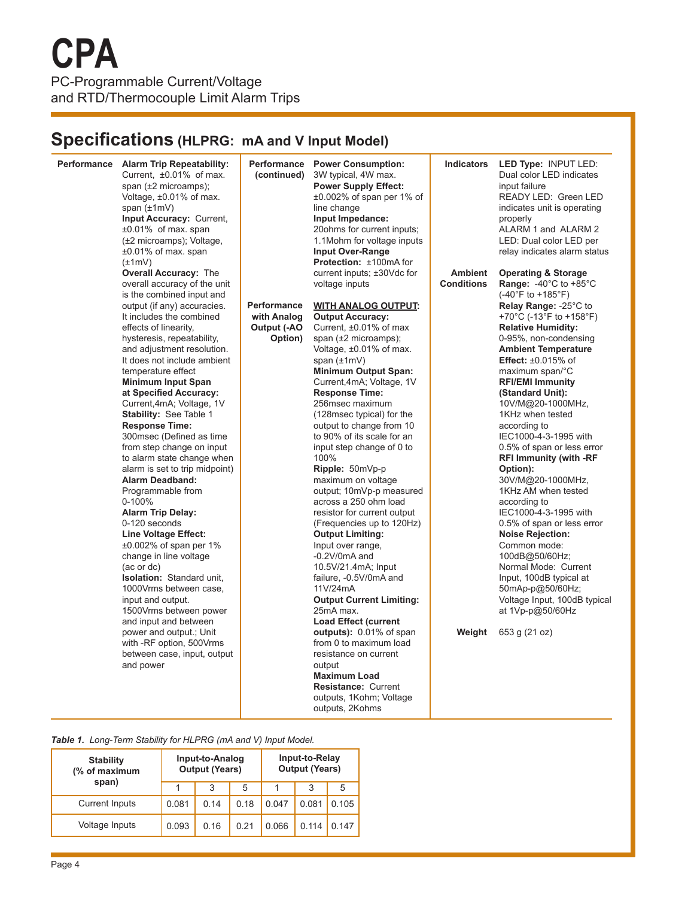# CPA

PC-Programmable Current/Voltage and RTD/Thermocouple Limit Alarm Trips

## Specifications (HLPRG: mA and V Input Model)

### Performance

**Alarm Trip Repeatability:** Current, ±0.01% of max. span (±2 microamps); Voltage, ±0.01% of max. span (±1mV)

**Input Accuracy:** Current, ±0.01% of max. span (±2 microamps); Voltage, ±0.01% of max. span (±1mV)

**Overall Accuracy:** The overall accuracy of the unit is the combined input and output (if any) accuracies. It includes the combined effects of linearity, hysteresis, repeatability, and adjustment resolution. It does not include ambient temperature effect

**Minimum Input Span at Specified Accuracy:** Current,4mA; Voltage, 1V

**Stability:** See Table 1

**Response Time:** 300msec (Defined as time from step change on input to alarm state change when alarm is set to trip midpoint)

**Alarm Deadband:** Programmable from 0-100%

**Alarm Trip Delay:** 0-120 seconds

**Line Voltage Effect:** ±0.002% of span per 1% change in line voltage (ac or dc)

**Isolation:** Standard unit, 1000Vrms between case, input and output. 1500Vrms between power and input and between power and output.; Unit with -RF option, 500Vrms between case, input, output and power

### Performance (continued)

**Power Consumption:** 3W typical, 4W max.

**Power Supply Effect:** ±0.002% of span per 1% of line change

**Input Impedance:** 20ohms for current inputs; 1.1Mohm for voltage inputs

**Input Over-Range Protection:** ±100mA for current inputs; ±30Vdc for voltage inputs

### Performance with Analog Output (-AO Option)

<u>**WITH ANALOG OUTPUT:**</u>

**Output Accuracy:** Current, ±0.01% of max span (±2 microamps); Voltage, ±0.01% of max. span (±1mV)

**Minimum Output Span:** Current,4mA; Voltage, 1V

**Response Time:** 256msec maximum (128msec typical) for the output to change from 10 to 90% of its scale for an input step change of 0 to 100%

**Ripple:** 50mVp-p maximum on voltage output; 10mVp-p measured across a 250 ohm load resistor for current output (Frequencies up to 120Hz)

**Output Limiting:** Input over range, -0.2V/0mA and 10.5V/21.4mA; Input failure, -0.5V/0mA and 11V/24mA

**Output Current Limiting:** 25mA max.

**Load Effect (current outputs):** 0.01% of span from 0 to maximum load resistance on current output

**Maximum Load Resistance:** Current outputs, 1Kohm; Voltage outputs, 2Kohms

### Indicators

**LED Type:** INPUT LED: Dual color LED indicates input failure
READY LED: Green LED indicates unit is operating properly
ALARM 1 and ALARM 2 LED: Dual color LED per relay indicates alarm status

### Ambient Conditions

**Operating & Storage Range:** -40°C to +85°C (-40°F to +185°F)

**Relay Range:** -25°C to +70°C (-13°F to +158°F)

**Relative Humidity:** 0-95%, non-condensing

**Ambient Temperature Effect:** ±0.015% of maximum span/°C

**RFI/EMI Immunity (Standard Unit):** 10V/M@20-1000MHz, 1KHz when tested according to IEC1000-4-3-1995 with 0.5% of span or less error

**RFI Immunity (with -RF Option):** 30V/M@20-1000MHz, 1KHz AM when tested according to IEC1000-4-3-1995 with 0.5% of span or less error

**Noise Rejection:** Common mode: 100dB@50/60Hz; Normal Mode: Current Input, 100dB typical at 50mAp-p@50/60Hz; Voltage Input, 100dB typical at 1Vp-p@50/60Hz

### Weight

653 g (21 oz)

***Table 1.*** *Long-Term Stability for HLPRG (mA and V) Input Model.*

| Stability (% of maximum span) | Input-to-Analog Output (Years) | | | Input-to-Relay Output (Years) | | |
|---|---|---|---|---|---|---|
| | 1 | 3 | 5 | 1 | 3 | 5 |
| Current Inputs | 0.081 | 0.14 | 0.18 | 0.047 | 0.081 | 0.105 |
| Voltage Inputs | 0.093 | 0.16 | 0.21 | 0.066 | 0.114 | 0.147 |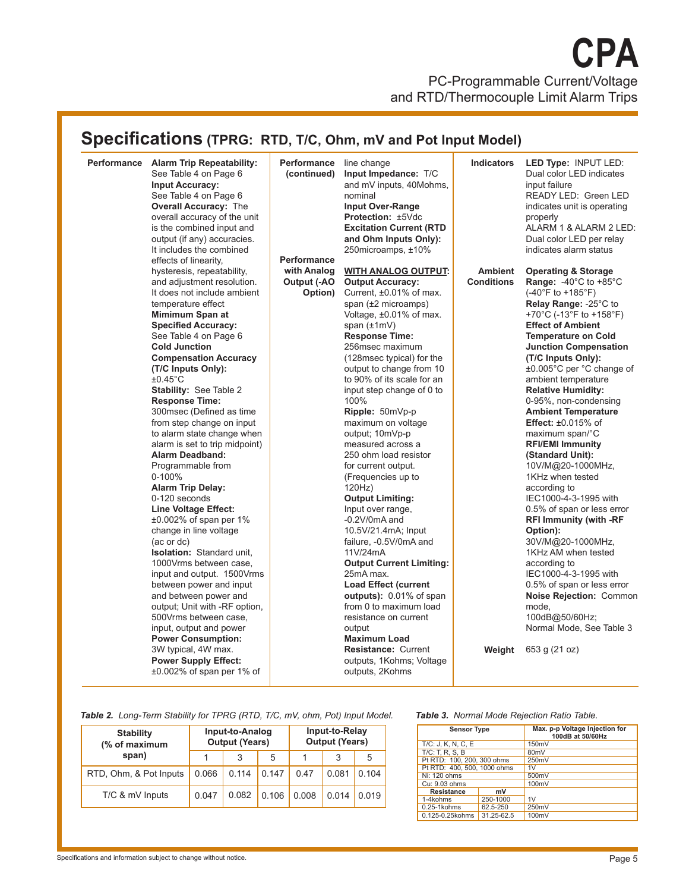# CPA

PC-Programmable Current/Voltage and RTD/Thermocouple Limit Alarm Trips

## Specifications (TPRG: RTD, T/C, Ohm, mV and Pot Input Model)

### Performance

**Alarm Trip Repeatability:** See Table 4 on Page 6

**Input Accuracy:** See Table 4 on Page 6

**Overall Accuracy:** The overall accuracy of the unit is the combined input and output (if any) accuracies. It includes the combined effects of linearity, hysteresis, repeatability, and adjustment resolution. It does not include ambient temperature effect

**Mimimum Span at Specified Accuracy:** See Table 4 on Page 6

**Cold Junction Compensation Accuracy (T/C Inputs Only):** ±0.45°C

**Stability:** See Table 2

**Response Time:** 300msec (Defined as time from step change on input to alarm state change when alarm is set to trip midpoint)

**Alarm Deadband:** Programmable from 0-100%

**Alarm Trip Delay:** 0-120 seconds

**Line Voltage Effect:** ±0.002% of span per 1% change in line voltage (ac or dc)

**Isolation:** Standard unit, 1000Vrms between case, input and output. 1500Vrms between power and input and between power and output; Unit with -RF option, 500Vrms between case, input, output and power

**Power Consumption:** 3W typical, 4W max.

**Power Supply Effect:** ±0.002% of span per 1% of line change

### Performance (continued)

**Input Impedance:** T/C and mV inputs, 40Mohms, nominal

**Input Over-Range Protection:** ±5Vdc

**Excitation Current (RTD and Ohm Inputs Only):** 250microamps, ±10%

### Performance with Analog Output (-AO Option)

**WITH ANALOG OUTPUT:**

**Output Accuracy:** Current, ±0.01% of max. span (±2 microamps) Voltage, ±0.01% of max. span (±1mV)

**Response Time:** 256msec maximum (128msec typical) for the output to change from 10 to 90% of its scale for an input step change of 0 to 100%

**Ripple:** 50mVp-p maximum on voltage output; 10mVp-p measured across a 250 ohm load resistor for current output. (Frequencies up to 120Hz)

**Output Limiting:** Input over range, -0.2V/0mA and 10.5V/21.4mA; Input failure, -0.5V/0mA and 11V/24mA

**Output Current Limiting:** 25mA max.

**Load Effect (current outputs):** 0.01% of span from 0 to maximum load resistance on current output

**Maximum Load Resistance:** Current outputs, 1Kohms; Voltage outputs, 2Kohms

### Indicators

**LED Type:** INPUT LED: Dual color LED indicates input failure
READY LED: Green LED indicates unit is operating properly
ALARM 1 & ALARM 2 LED: Dual color LED per relay indicates alarm status

### Ambient Conditions

**Operating & Storage Range:** -40°C to +85°C (-40°F to +185°F)

**Relay Range:** -25°C to +70°C (-13°F to +158°F)

**Effect of Ambient Temperature on Cold Junction Compensation (T/C Inputs Only):** ±0.005°C per °C change of ambient temperature

**Relative Humidity:** 0-95%, non-condensing

**Ambient Temperature Effect:** ±0.015% of maximum span/°C

**RFI/EMI Immunity (Standard Unit):** 10V/M@20-1000MHz, 1KHz when tested according to IEC1000-4-3-1995 with 0.5% of span or less error

**RFI Immunity (with -RF Option):** 30V/M@20-1000MHz, 1KHz AM when tested according to IEC1000-4-3-1995 with 0.5% of span or less error

**Noise Rejection:** Common mode, 100dB@50/60Hz; Normal Mode, See Table 3

### Weight

653 g (21 oz)

*Table 2. Long-Term Stability for TPRG (RTD, T/C, mV, ohm, Pot) Input Model.*

| Stability (% of maximum span) | Input-to-Analog Output (Years) | | | Input-to-Relay Output (Years) | | |
|---|---|---|---|---|---|---|
| | 1 | 3 | 5 | 1 | 3 | 5 |
| RTD, Ohm, & Pot Inputs | 0.066 | 0.114 | 0.147 | 0.47 | 0.081 | 0.104 |
| T/C & mV Inputs | 0.047 | 0.082 | 0.106 | 0.008 | 0.014 | 0.019 |

*Table 3. Normal Mode Rejection Ratio Table.*

| Sensor Type | | Max. p-p Voltage Injection for 100dB at 50/60Hz |
|---|---|---|
| T/C: J, K, N, C, E | | 150mV |
| T/C: T, R, S, B | | 80mV |
| Pt RTD: 100, 200, 300 ohms | | 250mV |
| Pt RTD: 400, 500, 1000 ohms | | 1V |
| Ni: 120 ohms | | 500mV |
| Cu: 9.03 ohms | | 100mV |
| **Resistance** | **mV** | |
| 1-4kohms | 250-1000 | 1V |
| 0.25-1kohms | 62.5-250 | 250mV |
| 0.125-0.25kohms | 31.25-62.5 | 100mV |

Specifications and information subject to change without notice.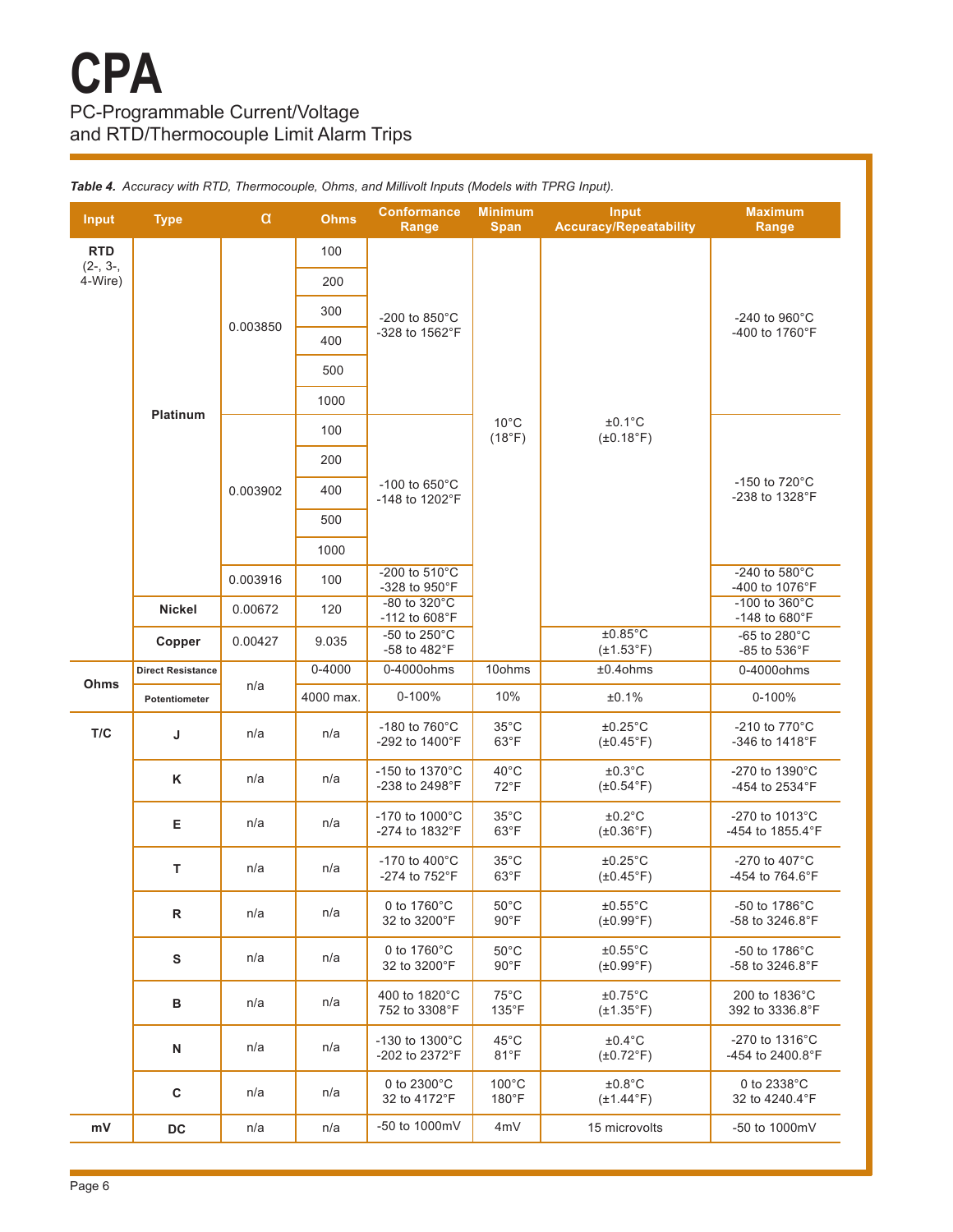# CPA

PC-Programmable Current/Voltage
and RTD/Thermocouple Limit Alarm Trips

***Table 4.** Accuracy with RTD, Thermocouple, Ohms, and Millivolt Inputs (Models with TPRG Input).*

| Input | Type | α | Ohms | Conformance Range | Minimum Span | Input Accuracy/Repeatability | Maximum Range |
|---|---|---|---|---|---|---|---|
| **RTD** (2-, 3-, 4-Wire) | **Platinum** | 0.003850 | 100 | -200 to 850°C -328 to 1562°F | 10°C (18°F) | ±0.1°C (±0.18°F) | -240 to 960°C -400 to 1760°F |
| | | | 200 | | | | |
| | | | 300 | | | | |
| | | | 400 | | | | |
| | | | 500 | | | | |
| | | | 1000 | | | | |
| | | 0.003902 | 100 | -100 to 650°C -148 to 1202°F | | | -150 to 720°C -238 to 1328°F |
| | | | 200 | | | | |
| | | | 400 | | | | |
| | | | 500 | | | | |
| | | | 1000 | | | | |
| | | 0.003916 | 100 | -200 to 510°C -328 to 950°F | | | -240 to 580°C -400 to 1076°F |
| | **Nickel** | 0.00672 | 120 | -80 to 320°C -112 to 608°F | | | -100 to 360°C -148 to 680°F |
| | **Copper** | 0.00427 | 9.035 | -50 to 250°C -58 to 482°F | | ±0.85°C (±1.53°F) | -65 to 280°C -85 to 536°F |
| **Ohms** | **Direct Resistance** | n/a | 0-4000 | 0-4000ohms | 10ohms | ±0.4ohms | 0-4000ohms |
| | **Potentiometer** | | 4000 max. | 0-100% | 10% | ±0.1% | 0-100% |
| **T/C** | **J** | n/a | n/a | -180 to 760°C -292 to 1400°F | 35°C 63°F | ±0.25°C (±0.45°F) | -210 to 770°C -346 to 1418°F |
| | **K** | n/a | n/a | -150 to 1370°C -238 to 2498°F | 40°C 72°F | ±0.3°C (±0.54°F) | -270 to 1390°C -454 to 2534°F |
| | **E** | n/a | n/a | -170 to 1000°C -274 to 1832°F | 35°C 63°F | ±0.2°C (±0.36°F) | -270 to 1013°C -454 to 1855.4°F |
| | **T** | n/a | n/a | -170 to 400°C -274 to 752°F | 35°C 63°F | ±0.25°C (±0.45°F) | -270 to 407°C -454 to 764.6°F |
| | **R** | n/a | n/a | 0 to 1760°C 32 to 3200°F | 50°C 90°F | ±0.55°C (±0.99°F) | -50 to 1786°C -58 to 3246.8°F |
| | **S** | n/a | n/a | 0 to 1760°C 32 to 3200°F | 50°C 90°F | ±0.55°C (±0.99°F) | -50 to 1786°C -58 to 3246.8°F |
| | **B** | n/a | n/a | 400 to 1820°C 752 to 3308°F | 75°C 135°F | ±0.75°C (±1.35°F) | 200 to 1836°C 392 to 3336.8°F |
| | **N** | n/a | n/a | -130 to 1300°C -202 to 2372°F | 45°C 81°F | ±0.4°C (±0.72°F) | -270 to 1316°C -454 to 2400.8°F |
| | **C** | n/a | n/a | 0 to 2300°C 32 to 4172°F | 100°C 180°F | ±0.8°C (±1.44°F) | 0 to 2338°C 32 to 4240.4°F |
| **mV** | **DC** | n/a | n/a | -50 to 1000mV | 4mV | 15 microvolts | -50 to 1000mV |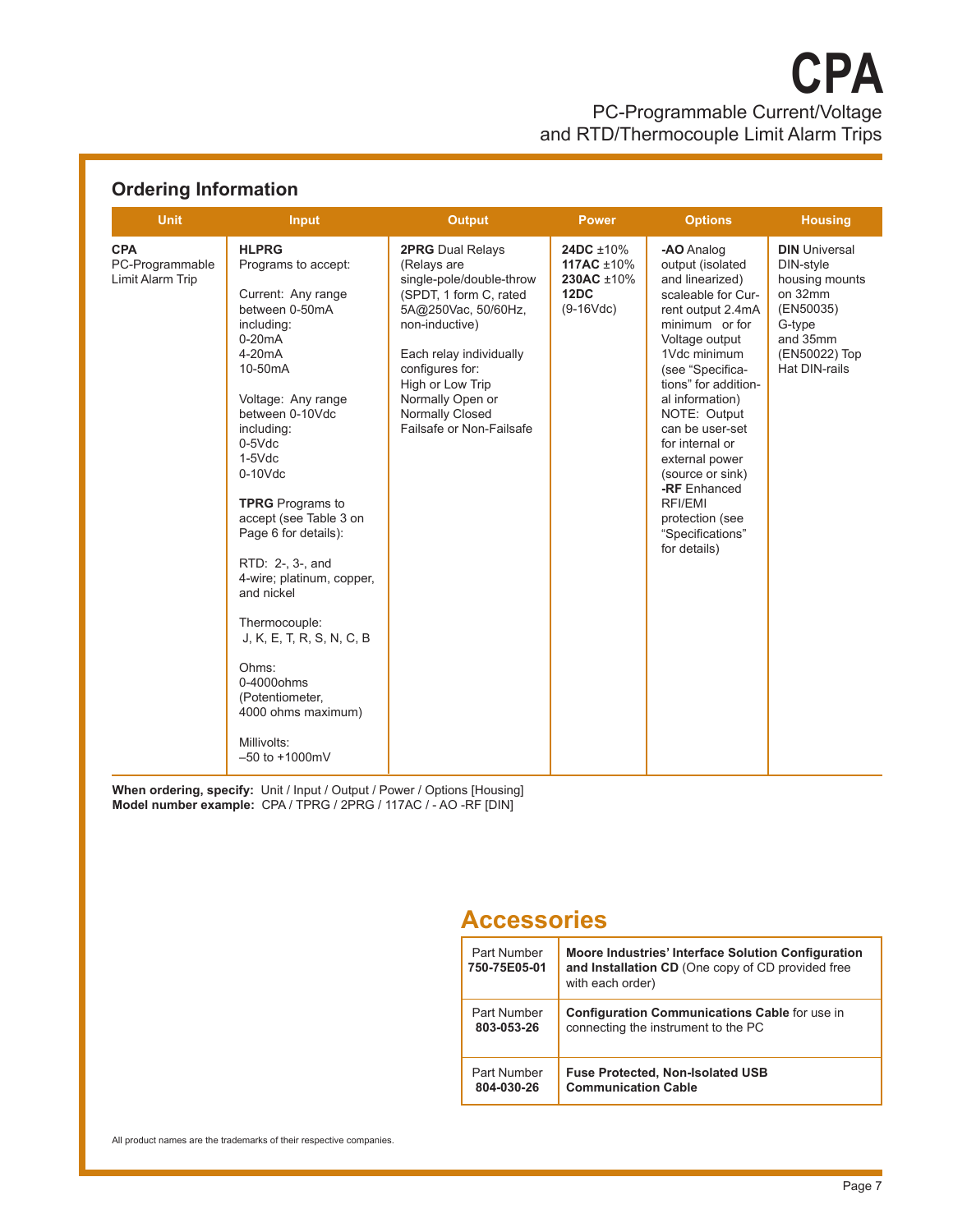# CPA

PC-Programmable Current/Voltage and RTD/Thermocouple Limit Alarm Trips

## Ordering Information

| Unit | Input | Output | Power | Options | Housing |
|---|---|---|---|---|---|
| **CPA** PC-Programmable Limit Alarm Trip | **HLPRG** Programs to accept:<br><br>Current: Any range between 0-50mA including:<br>0-20mA<br>4-20mA<br>10-50mA<br><br>Voltage: Any range between 0-10Vdc including:<br>0-5Vdc<br>1-5Vdc<br>0-10Vdc<br><br>**TPRG** Programs to accept (see Table 3 on Page 6 for details):<br><br>RTD: 2-, 3-, and 4-wire; platinum, copper, and nickel<br><br>Thermocouple: J, K, E, T, R, S, N, C, B<br><br>Ohms: 0-4000ohms (Potentiometer, 4000 ohms maximum)<br><br>Millivolts: –50 to +1000mV | **2PRG** Dual Relays (Relays are single-pole/double-throw (SPDT, 1 form C, rated 5A@250Vac, 50/60Hz, non-inductive)<br><br>Each relay individually configures for:<br>High or Low Trip<br>Normally Open or Normally Closed<br>Failsafe or Non-Failsafe | **24DC** ±10%<br>**117AC** ±10%<br>**230AC** ±10%<br>**12DC** (9-16Vdc) | **-AO** Analog output (isolated and linearized) scaleable for Current output 2.4mA minimum or for Voltage output 1Vdc minimum (see "Specifications" for additional information) NOTE: Output can be user-set for internal or external power (source or sink)<br>**-RF** Enhanced RFI/EMI protection (see "Specifications" for details) | **DIN** Universal DIN-style housing mounts on 32mm (EN50035) G-type and 35mm (EN50022) Top Hat DIN-rails |

**When ordering, specify:** Unit / Input / Output / Power / Options [Housing]
**Model number example:** CPA / TPRG / 2PRG / 117AC / - AO -RF [DIN]

## Accessories

| Part Number | Description |
|---|---|
| Part Number **750-75E05-01** | **Moore Industries' Interface Solution Configuration and Installation CD** (One copy of CD provided free with each order) |
| Part Number **803-053-26** | **Configuration Communications Cable** for use in connecting the instrument to the PC |
| Part Number **804-030-26** | **Fuse Protected, Non-Isolated USB Communication Cable** |

All product names are the trademarks of their respective companies.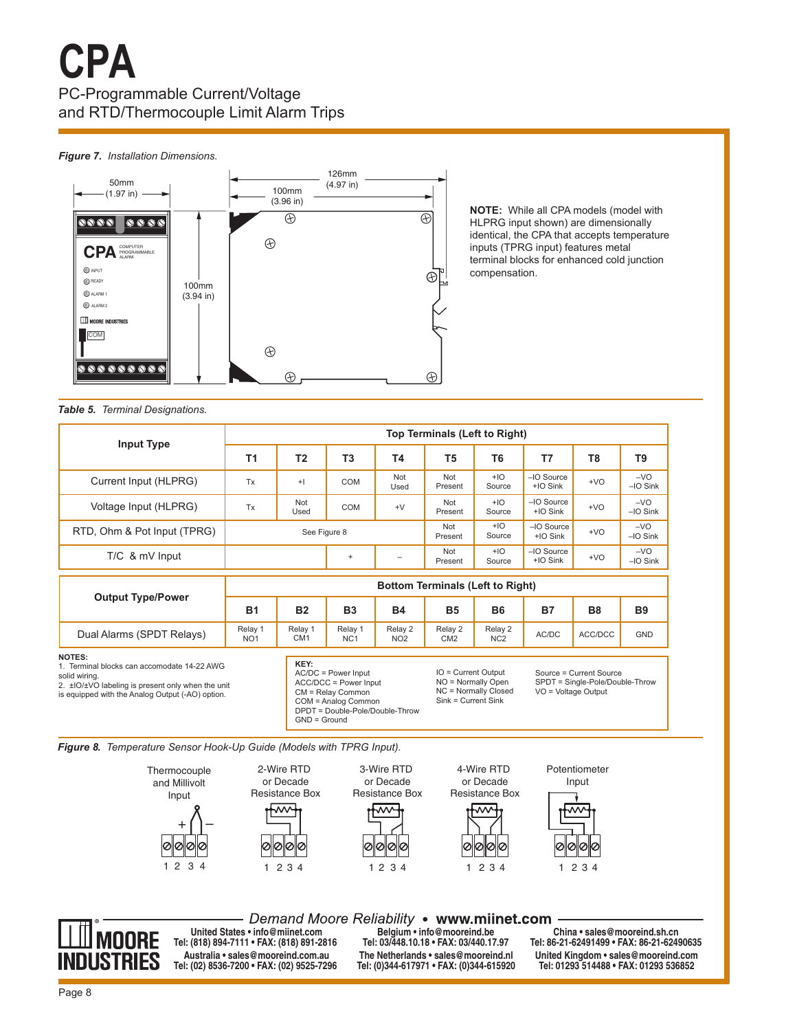# CPA

PC-Programmable Current/Voltage and RTD/Thermocouple Limit Alarm Trips

*Figure 7. Installation Dimensions.*

50mm (1.97 in)

126mm (4.97 in)

100mm (3.96 in)

100mm (3.94 in)

CPA COMPUTER PROGRAMMABLE ALARM

INPUT

READY

ALARM 1

ALARM 2

MOORE INDUSTRIES

COM

**NOTE:** While all CPA models (model with HLPRG input shown) are dimensionally identical, the CPA that accepts temperature inputs (TPRG input) features metal terminal blocks for enhanced cold junction compensation.

*Table 5. Terminal Designations.*

| Input Type | Top Terminals (Left to Right) | | | | | | | | |
|---|---|---|---|---|---|---|---|---|---|
| | T1 | T2 | T3 | T4 | T5 | T6 | T7 | T8 | T9 |
| Current Input (HLPRG) | Tx | +I | COM | Not Used | Not Present | +IO Source | –IO Source +IO Sink | +VO | –VO –IO Sink |
| Voltage Input (HLPRG) | Tx | Not Used | COM | +V | Not Present | +IO Source | –IO Source +IO Sink | +VO | –VO –IO Sink |
| RTD, Ohm & Pot Input (TPRG) | See Figure 8 | | | | Not Present | +IO Source | –IO Source +IO Sink | +VO | –VO –IO Sink |
| T/C & mV Input | | | + | – | Not Present | +IO Source | –IO Source +IO Sink | +VO | –VO –IO Sink |

| Output Type/Power | Bottom Terminals (Left to Right) | | | | | | | | |
|---|---|---|---|---|---|---|---|---|---|
| | B1 | B2 | B3 | B4 | B5 | B6 | B7 | B8 | B9 |
| Dual Alarms (SPDT Relays) | Relay 1 NO1 | Relay 1 CM1 | Relay 1 NC1 | Relay 2 NO2 | Relay 2 CM2 | Relay 2 NC2 | AC/DC | ACC/DCC | GND |

**NOTES:**

1. Terminal blocks can accomodate 14-22 AWG solid wiring.
2. ±IO/±VO labeling is present only when the unit is equipped with the Analog Output (-AO) option.

**KEY:**
AC/DC = Power Input
ACC/DCC = Power Input
CM = Relay Common
COM = Analog Common
DPDT = Double-Pole/Double-Throw
GND = Ground
IO = Current Output
NO = Normally Open
NC = Normally Closed
Sink = Current Sink
Source = Current Source
SPDT = Single-Pole/Double-Throw
VO = Voltage Output

*Figure 8. Temperature Sensor Hook-Up Guide (Models with TPRG Input).*

Thermocouple and Millivolt Input

+ –

1 2 3 4

2-Wire RTD or Decade Resistance Box

1 2 3 4

3-Wire RTD or Decade Resistance Box

1 2 3 4

4-Wire RTD or Decade Resistance Box

1 2 3 4

Potentiometer Input

1 2 3 4

*Demand Moore Reliability* • **www.miinet.com**

MOORE INDUSTRIES

**United States • info@miinet.com**
**Tel: (818) 894-7111 • FAX: (818) 891-2816**
**Australia • sales@mooreind.com.au**
**Tel: (02) 8536-7200 • FAX: (02) 9525-7296**

**Belgium • info@mooreind.be**
**Tel: 03/448.10.18 • FAX: 03/440.17.97**
**The Netherlands • sales@mooreind.nl**
**Tel: (0)344-617971 • FAX: (0)344-615920**

**China • sales@mooreind.sh.cn**
**Tel: 86-21-62491499 • FAX: 86-21-62490635**
**United Kingdom • sales@mooreind.com**
**Tel: 01293 514488 • FAX: 01293 536852**